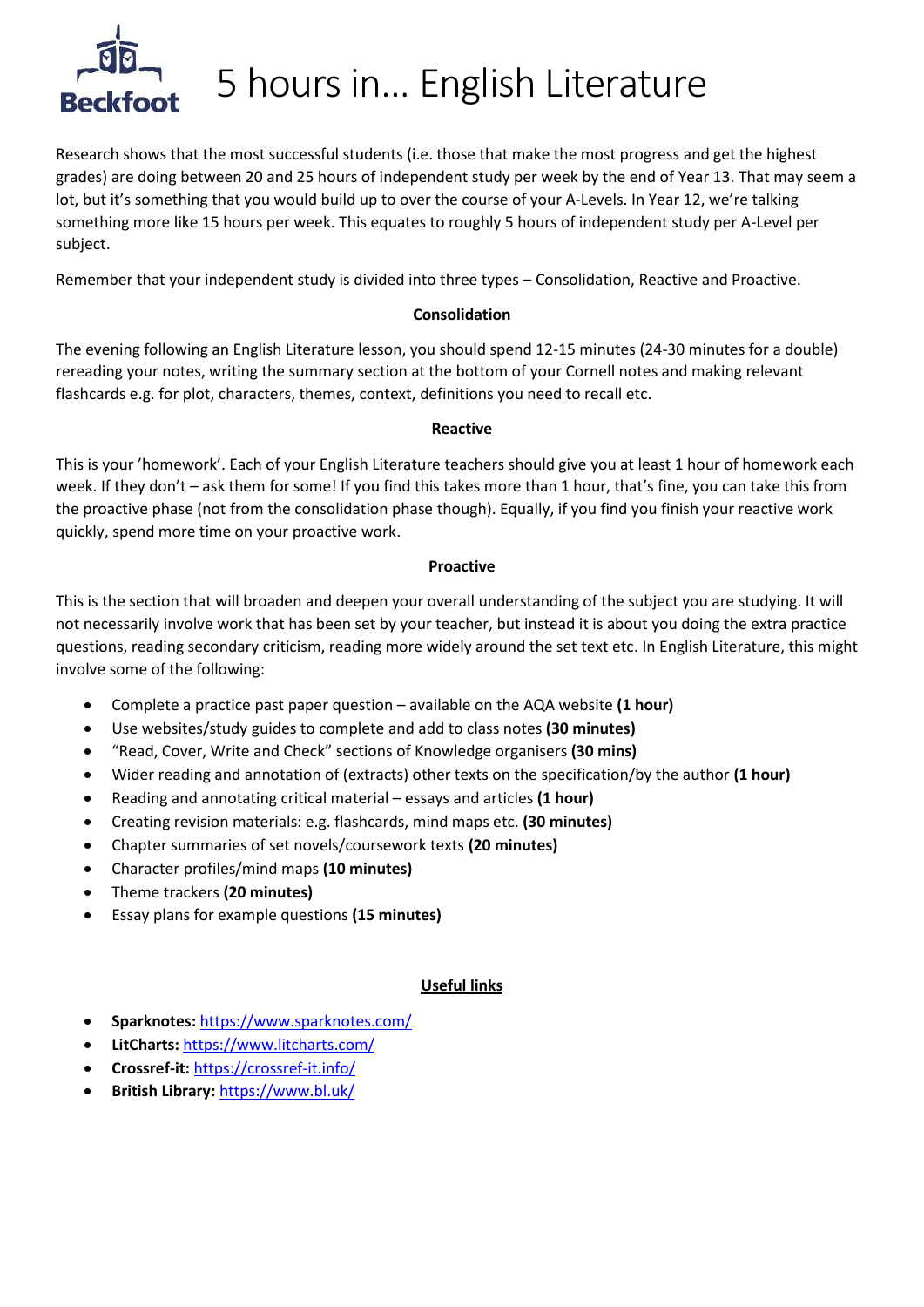# 5 hours in… English Literature

Research shows that the most successful students (i.e. those that make the most progress and get the highest grades) are doing between 20 and 25 hours of independent study per week by the end of Year 13. That may seem a lot, but it's something that you would build up to over the course of your A-Levels. In Year 12, we're talking something more like 15 hours per week. This equates to roughly 5 hours of independent study per A-Level per subject.

Remember that your independent study is divided into three types – Consolidation, Reactive and Proactive.

### Consolidation

The evening following an English Literature lesson, you should spend 12-15 minutes (24-30 minutes for a double) rereading your notes, writing the summary section at the bottom of your Cornell notes and making relevant flashcards e.g. for plot, characters, themes, context, definitions you need to recall etc.

### Reactive

This is your 'homework'. Each of your English Literature teachers should give you at least 1 hour of homework each week. If they don't – ask them for some! If you find this takes more than 1 hour, that's fine, you can take this from the proactive phase (not from the consolidation phase though). Equally, if you find you finish your reactive work quickly, spend more time on your proactive work.

### Proactive

This is the section that will broaden and deepen your overall understanding of the subject you are studying. It will not necessarily involve work that has been set by your teacher, but instead it is about you doing the extra practice questions, reading secondary criticism, reading more widely around the set text etc. In English Literature, this might involve some of the following:

- Complete a practice past paper question – available on the AQA website **(1 hour)**
- Use websites/study guides to complete and add to class notes **(30 minutes)**
- "Read, Cover, Write and Check" sections of Knowledge organisers **(30 mins)**
- Wider reading and annotation of (extracts) other texts on the specification/by the author **(1 hour)**
- Reading and annotating critical material – essays and articles **(1 hour)**
- Creating revision materials: e.g. flashcards, mind maps etc. **(30 minutes)**
- Chapter summaries of set novels/coursework texts **(20 minutes)**
- Character profiles/mind maps **(10 minutes)**
- Theme trackers **(20 minutes)**
- Essay plans for example questions **(15 minutes)**

### Useful links

- **Sparknotes:** https://www.sparknotes.com/
- **LitCharts:** https://www.litcharts.com/
- **Crossref-it:** https://crossref-it.info/
- **British Library:** https://www.bl.uk/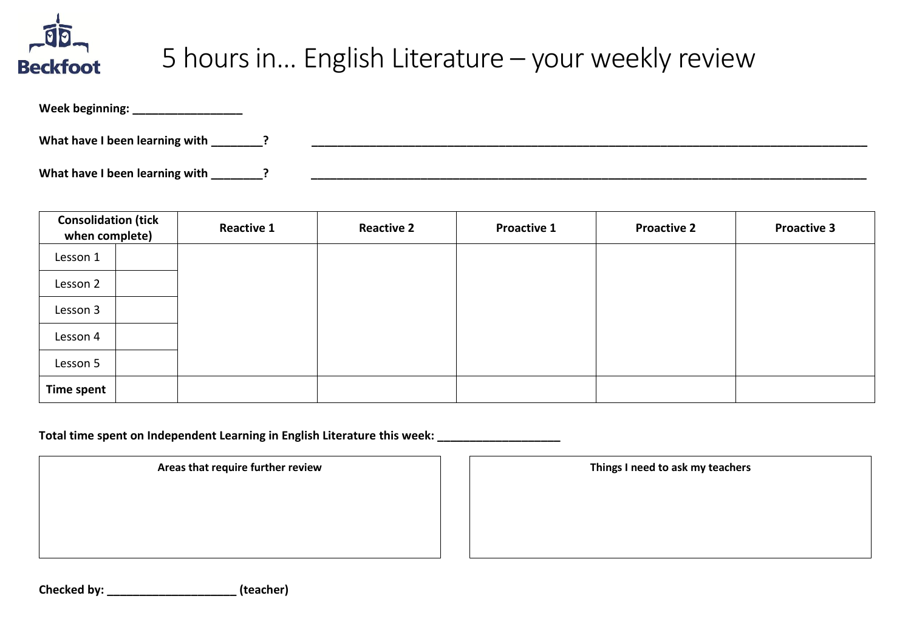Beckfoot

# 5 hours in… English Literature – your weekly review

**Week beginning: _________________**

**What have I been learning with ________?** ________________________________________________________________________________________

**What have I been learning with ________?** ________________________________________________________________________________________

| Consolidation (tick when complete) | | Reactive 1 | Reactive 2 | Proactive 1 | Proactive 2 | Proactive 3 |
|---|---|---|---|---|---|---|
| Lesson 1 | | | | | | |
| Lesson 2 | | | | | | |
| Lesson 3 | | | | | | |
| Lesson 4 | | | | | | |
| Lesson 5 | | | | | | |
| **Time spent** | | | | | | |

**Total time spent on Independent Learning in English Literature this week: ___________________**

| Areas that require further review |
|---|
| |

| Things I need to ask my teachers |
|---|
| |

**Checked by: ____________________ (teacher)**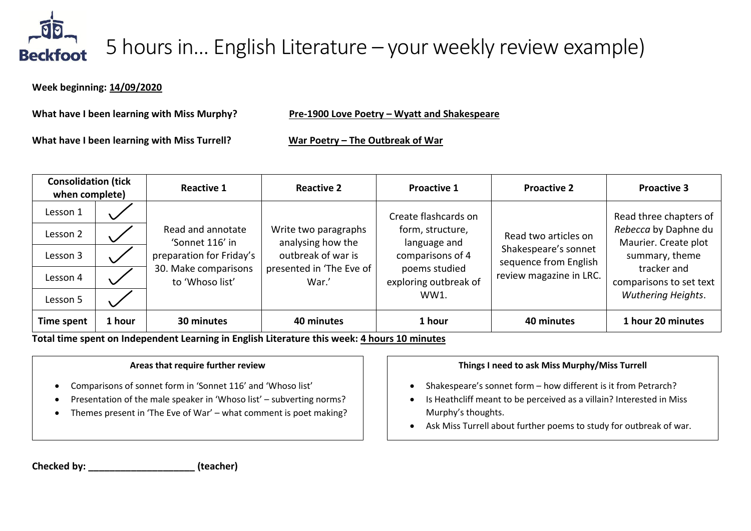# 5 hours in… English Literature – your weekly review example)

**Week beginning: 14/09/2020**

**What have I been learning with Miss Murphy?** **Pre-1900 Love Poetry – Wyatt and Shakespeare**

**What have I been learning with Miss Turrell?** **War Poetry – The Outbreak of War**

| Consolidation (tick when complete) | | Reactive 1 | Reactive 2 | Proactive 1 | Proactive 2 | Proactive 3 |
|---|---|---|---|---|---|---|
| Lesson 1 | ✓ | Read and annotate 'Sonnet 116' in preparation for Friday's 30. Make comparisons to 'Whoso list' | Write two paragraphs analysing how the outbreak of war is presented in 'The Eve of War.' | Create flashcards on form, structure, language and comparisons of 4 poems studied exploring outbreak of WW1. | Read two articles on Shakespeare's sonnet sequence from English review magazine in LRC. | Read three chapters of *Rebecca* by Daphne du Maurier. Create plot summary, theme tracker and comparisons to set text *Wuthering Heights*. |
| Lesson 2 | ✓ | | | | | |
| Lesson 3 | ✓ | | | | | |
| Lesson 4 | ✓ | | | | | |
| Lesson 5 | ✓ | | | | | |
| **Time spent** | **1 hour** | **30 minutes** | **40 minutes** | **1 hour** | **40 minutes** | **1 hour 20 minutes** |

**Total time spent on Independent Learning in English Literature this week: 4 hours 10 minutes**

**Areas that require further review**

- Comparisons of sonnet form in 'Sonnet 116' and 'Whoso list'
- Presentation of the male speaker in 'Whoso list' – subverting norms?
- Themes present in 'The Eve of War' – what comment is poet making?

**Things I need to ask Miss Murphy/Miss Turrell**

- Shakespeare's sonnet form – how different is it from Petrarch?
- Is Heathcliff meant to be perceived as a villain? Interested in Miss Murphy's thoughts.
- Ask Miss Turrell about further poems to study for outbreak of war.

**Checked by: _____________________ (teacher)**